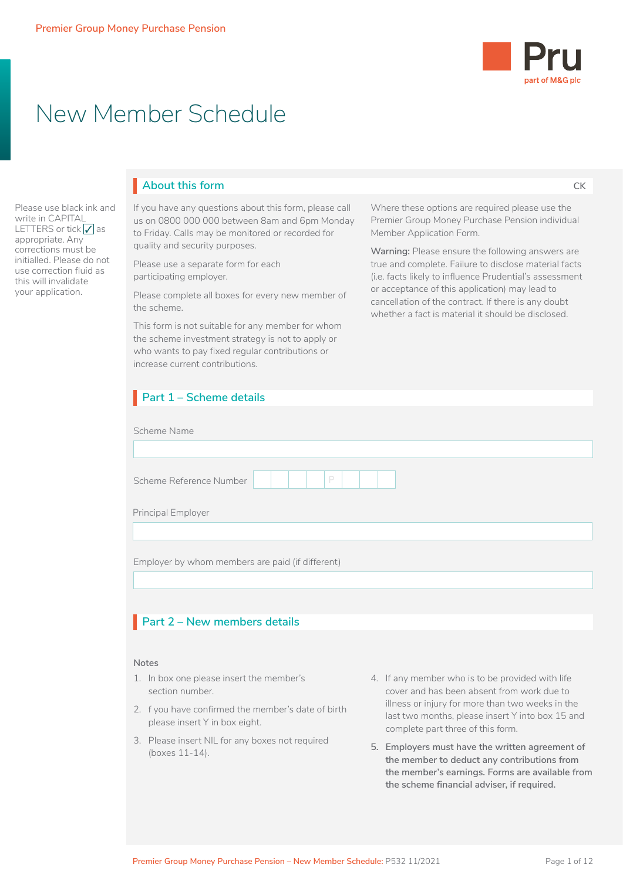Premier Group Money Purchase Pension

# New Member Schedule

Please use black ink and write in CAPITAL LETTERS or tick ✓ as appropriate. Any corrections must be initialled. Please do not use correction fluid as this will invalidate your application.

## About this form

CK

If you have any questions about this form, please call us on 0800 000 000 between 8am and 6pm Monday to Friday. Calls may be monitored or recorded for quality and security purposes.

Please use a separate form for each participating employer.

Please complete all boxes for every new member of the scheme.

This form is not suitable for any member for whom the scheme investment strategy is not to apply or who wants to pay fixed regular contributions or increase current contributions.

Where these options are required please use the Premier Group Money Purchase Pension individual Member Application Form.

**Warning:** Please ensure the following answers are true and complete. Failure to disclose material facts (i.e. facts likely to influence Prudential's assessment or acceptance of this application) may lead to cancellation of the contract. If there is any doubt whether a fact is material it should be disclosed.

## Part 1 – Scheme details

Scheme Name

Scheme Reference Number | | | | | P | | | |

Principal Employer

Employer by whom members are paid (if different)

## Part 2 – New members details

Notes

1. In box one please insert the member's section number.
2. f you have confirmed the member's date of birth please insert Y in box eight.
3. Please insert NIL for any boxes not required (boxes 11-14).
4. If any member who is to be provided with life cover and has been absent from work due to illness or injury for more than two weeks in the last two months, please insert Y into box 15 and complete part three of this form.
5. **Employers must have the written agreement of the member to deduct any contributions from the member's earnings. Forms are available from the scheme financial adviser, if required.**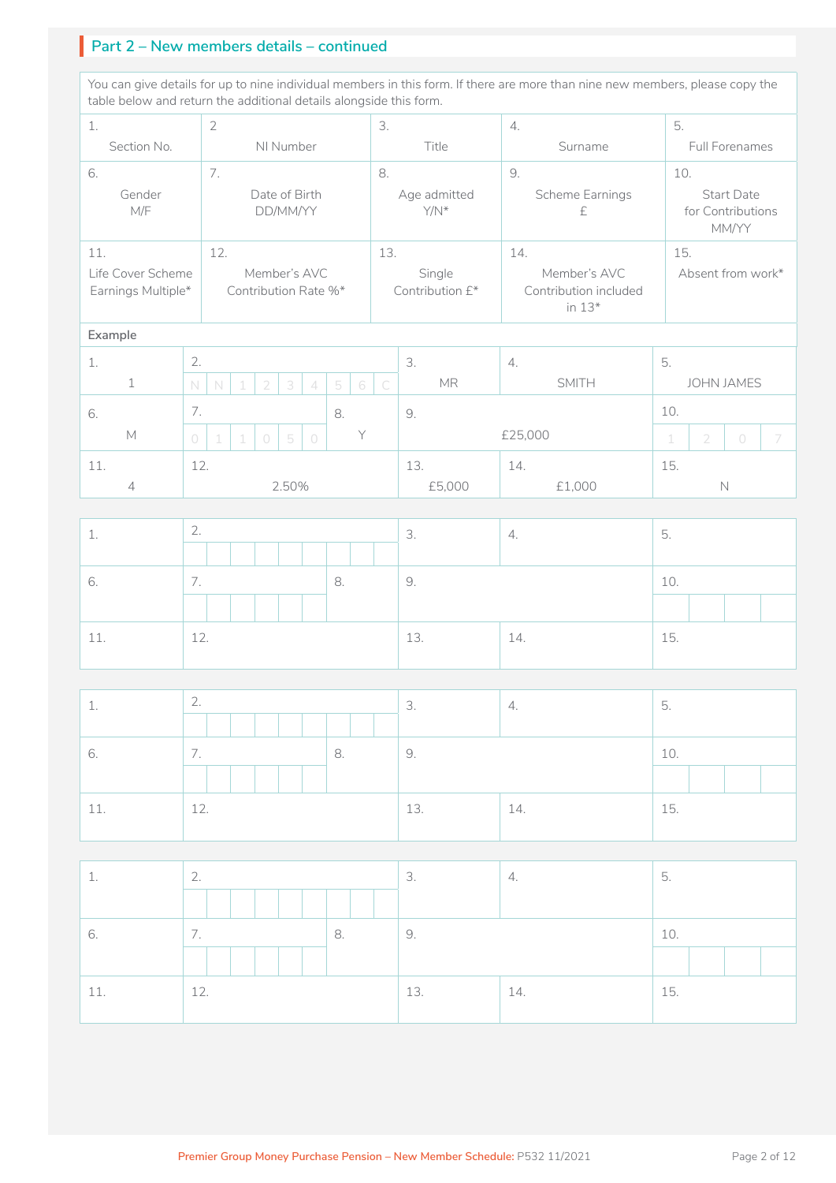## Part 2 – New members details – continued

You can give details for up to nine individual members in this form. If there are more than nine new members, please copy the table below and return the additional details alongside this form.

| 1. Section No. | 2 NI Number | 3. Title | 4. Surname | 5. Full Forenames |
|---|---|---|---|---|
| **6.** Gender M/F | **7.** Date of Birth DD/MM/YY | **8.** Age admitted Y/N* | **9.** Scheme Earnings £ | **10.** Start Date for Contributions MM/YY |
| **11.** Life Cover Scheme Earnings Multiple* | **12.** Member's AVC Contribution Rate %* | **13.** Single Contribution £* | **14.** Member's AVC Contribution included in 13* | **15.** Absent from work* |

**Example**

| 1. | 2. | 3. | 4. | 5. |
|---|---|---|---|---|
| 1 | N N 1 2 3 4 5 6 C | MR | SMITH | JOHN JAMES |
| **6.** | **7.** | **8.** | **9.** | **10.** |
| M | 0 1 1 0 5 0 | Y | £25,000 | 1 2 0 7 |
| **11.** | **12.** | **13.** | **14.** | **15.** |
| 4 | 2.50% | £5,000 | £1,000 | N |

| 1. | 2. | 3. | 4. | 5. |
|---|---|---|---|---|
| | | | | |
| **6.** | **7.** | **8.** | **9.** | **10.** |
| | | | | |
| **11.** | **12.** | **13.** | **14.** | **15.** |
| | | | | |

| 1. | 2. | 3. | 4. | 5. |
|---|---|---|---|---|
| | | | | |
| **6.** | **7.** | **8.** | **9.** | **10.** |
| | | | | |
| **11.** | **12.** | **13.** | **14.** | **15.** |
| | | | | |

| 1. | 2. | 3. | 4. | 5. |
|---|---|---|---|---|
| | | | | |
| **6.** | **7.** | **8.** | **9.** | **10.** |
| | | | | |
| **11.** | **12.** | **13.** | **14.** | **15.** |
| | | | | |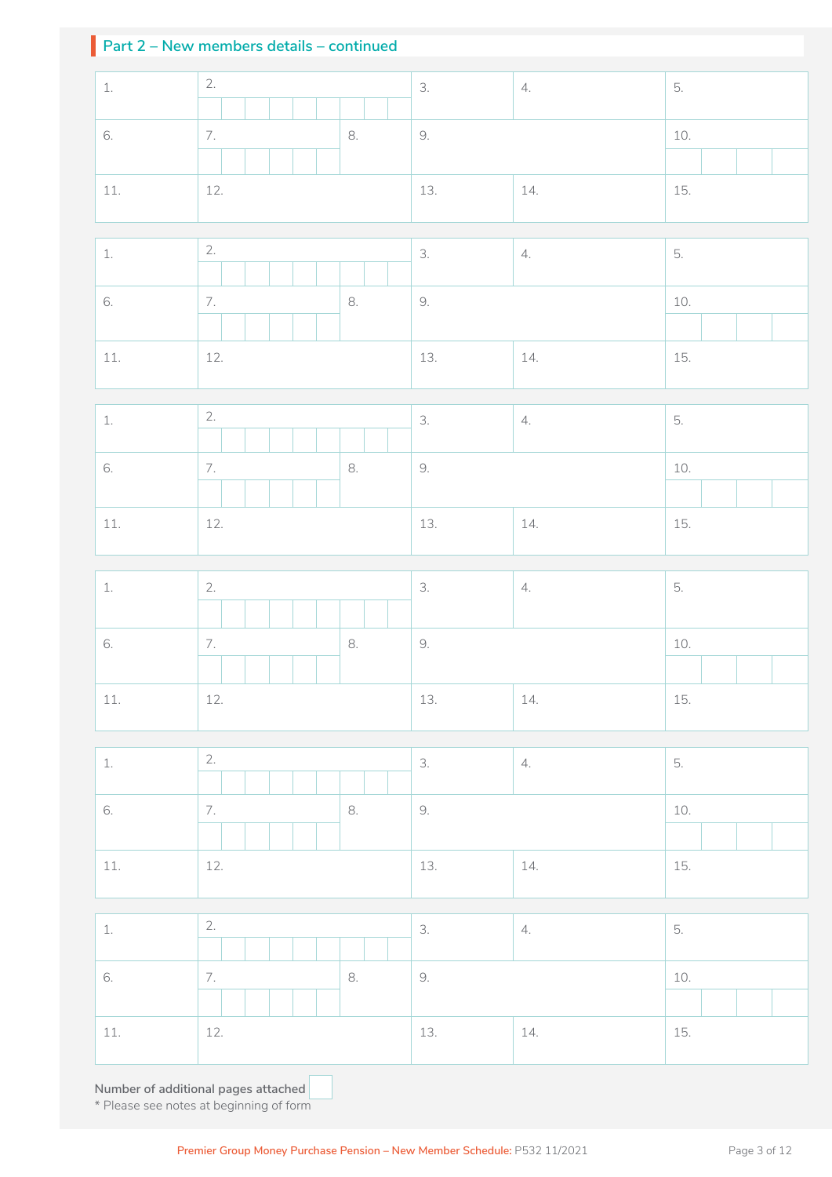## Part 2 – New members details – continued

| 1. | 2. | 3. | 4. | 5. |
|---|---|---|---|---|
| 6. | 7. | 8. | 9. | 10. |
| 11. | 12. | 13. | 14. | 15. |

| 1. | 2. | 3. | 4. | 5. |
|---|---|---|---|---|
| 6. | 7. | 8. | 9. | 10. |
| 11. | 12. | 13. | 14. | 15. |

| 1. | 2. | 3. | 4. | 5. |
|---|---|---|---|---|
| 6. | 7. | 8. | 9. | 10. |
| 11. | 12. | 13. | 14. | 15. |

| 1. | 2. | 3. | 4. | 5. |
|---|---|---|---|---|
| 6. | 7. | 8. | 9. | 10. |
| 11. | 12. | 13. | 14. | 15. |

| 1. | 2. | 3. | 4. | 5. |
|---|---|---|---|---|
| 6. | 7. | 8. | 9. | 10. |
| 11. | 12. | 13. | 14. | 15. |

| 1. | 2. | 3. | 4. | 5. |
|---|---|---|---|---|
| 6. | 7. | 8. | 9. | 10. |
| 11. | 12. | 13. | 14. | 15. |

Number of additional pages attached

* Please see notes at beginning of form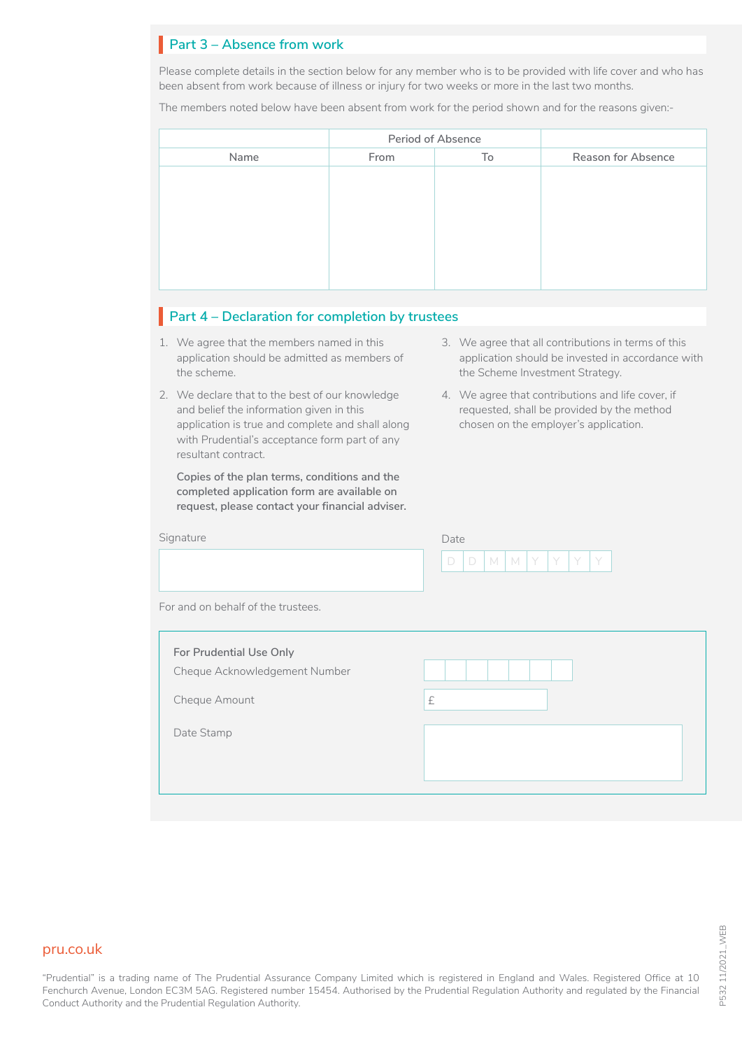## Part 3 – Absence from work

Please complete details in the section below for any member who is to be provided with life cover and who has been absent from work because of illness or injury for two weeks or more in the last two months.

The members noted below have been absent from work for the period shown and for the reasons given:-

| | Period of Absence | | |
|---|---|---|---|
| Name | From | To | Reason for Absence |
| | | | |

## Part 4 – Declaration for completion by trustees

1. We agree that the members named in this application should be admitted as members of the scheme.
2. We declare that to the best of our knowledge and belief the information given in this application is true and complete and shall along with Prudential's acceptance form part of any resultant contract.

   **Copies of the plan terms, conditions and the completed application form are available on request, please contact your financial adviser.**

3. We agree that all contributions in terms of this application should be invested in accordance with the Scheme Investment Strategy.
4. We agree that contributions and life cover, if requested, shall be provided by the method chosen on the employer's application.

Signature

Date D D M M Y Y Y Y

For and on behalf of the trustees.

**For Prudential Use Only**

Cheque Acknowledgement Number

Cheque Amount £

Date Stamp

pru.co.uk

"Prudential" is a trading name of The Prudential Assurance Company Limited which is registered in England and Wales. Registered Office at 10 Fenchurch Avenue, London EC3M 5AG. Registered number 15454. Authorised by the Prudential Regulation Authority and regulated by the Financial Conduct Authority and the Prudential Regulation Authority.

P532 11/2021_WEB